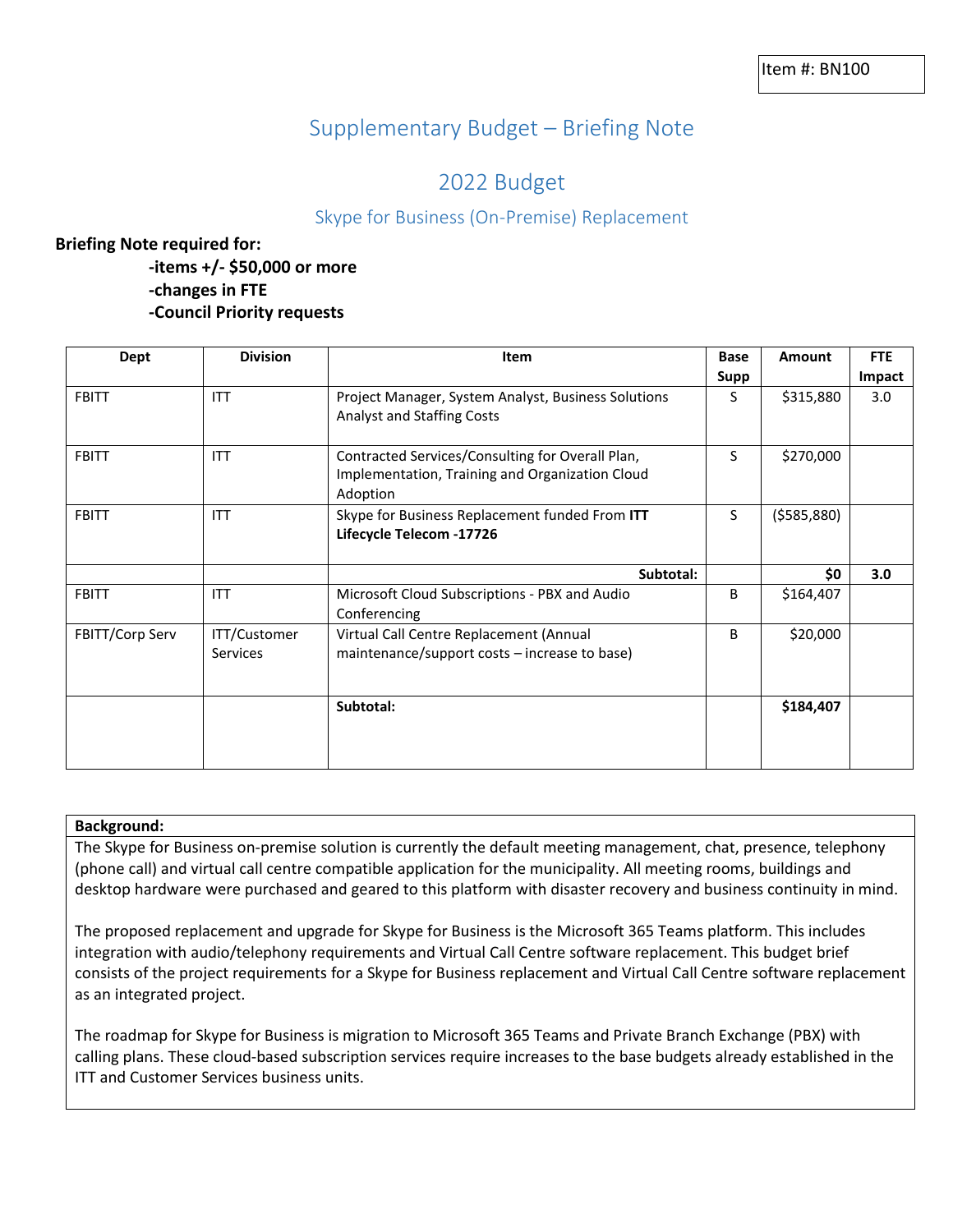Item #: BN100

# Supplementary Budget – Briefing Note

## 2022 Budget

### Skype for Business (On-Premise) Replacement

**Briefing Note required for:**

**-items +/- $50,000 or more**
**-changes in FTE**
**-Council Priority requests**

| Dept | Division | Item | Base Supp | Amount | FTE Impact |
|---|---|---|---|---|---|
| FBITT | ITT | Project Manager, System Analyst, Business Solutions Analyst and Staffing Costs | S | $315,880 | 3.0 |
| FBITT | ITT | Contracted Services/Consulting for Overall Plan, Implementation, Training and Organization Cloud Adoption | S | $270,000 | |
| FBITT | ITT | Skype for Business Replacement funded From **ITT Lifecycle Telecom -17726** | S | ($585,880) | |
| | | **Subtotal:** | | **$0** | **3.0** |
| FBITT | ITT | Microsoft Cloud Subscriptions - PBX and Audio Conferencing | B | $164,407 | |
| FBITT/Corp Serv | ITT/Customer Services | Virtual Call Centre Replacement (Annual maintenance/support costs – increase to base) | B | $20,000 | |
| | | **Subtotal:** | | **$184,407** | |

**Background:**

The Skype for Business on-premise solution is currently the default meeting management, chat, presence, telephony (phone call) and virtual call centre compatible application for the municipality. All meeting rooms, buildings and desktop hardware were purchased and geared to this platform with disaster recovery and business continuity in mind.

The proposed replacement and upgrade for Skype for Business is the Microsoft 365 Teams platform. This includes integration with audio/telephony requirements and Virtual Call Centre software replacement. This budget brief consists of the project requirements for a Skype for Business replacement and Virtual Call Centre software replacement as an integrated project.

The roadmap for Skype for Business is migration to Microsoft 365 Teams and Private Branch Exchange (PBX) with calling plans. These cloud-based subscription services require increases to the base budgets already established in the ITT and Customer Services business units.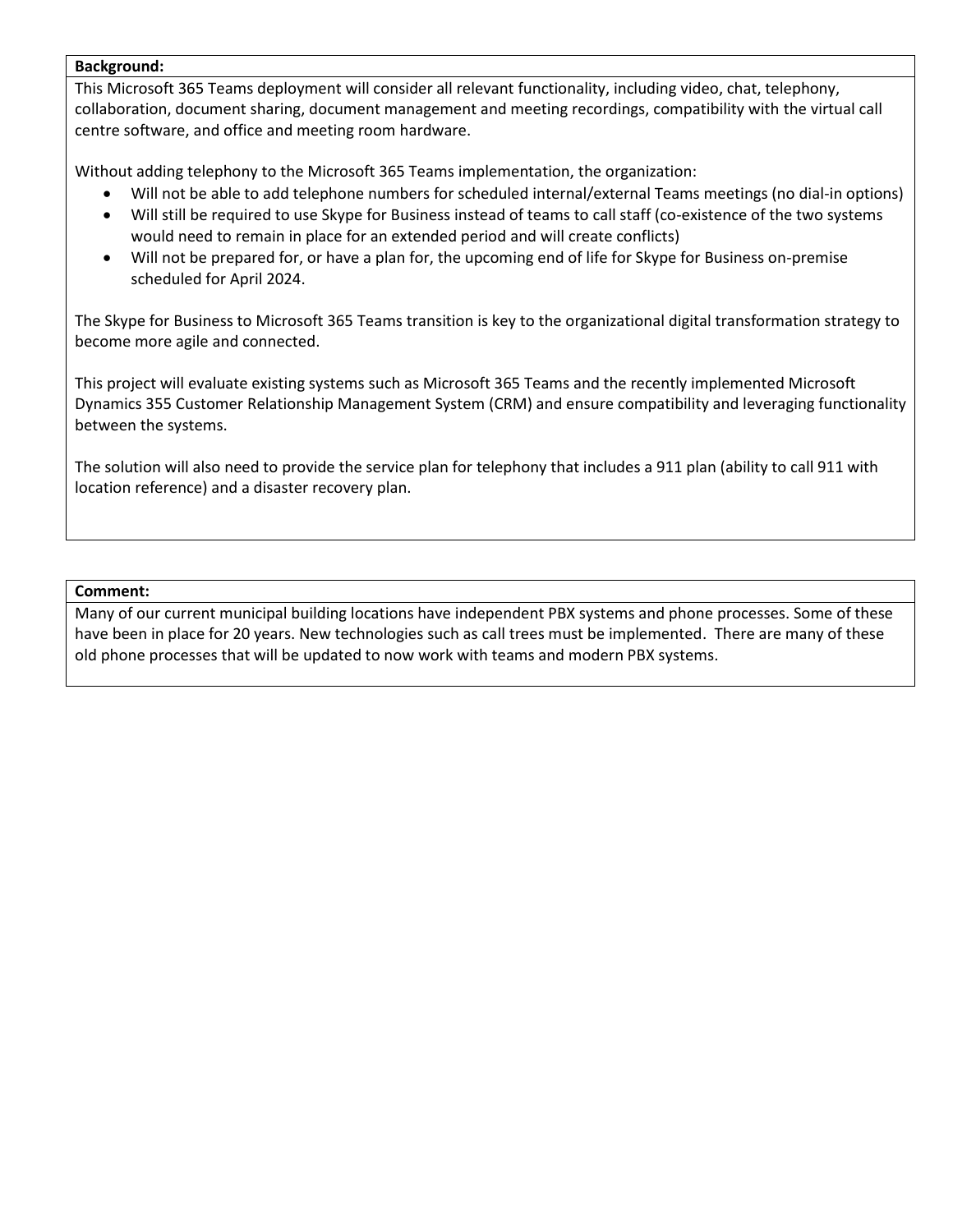**Background:**

This Microsoft 365 Teams deployment will consider all relevant functionality, including video, chat, telephony, collaboration, document sharing, document management and meeting recordings, compatibility with the virtual call centre software, and office and meeting room hardware.

Without adding telephony to the Microsoft 365 Teams implementation, the organization:

- Will not be able to add telephone numbers for scheduled internal/external Teams meetings (no dial-in options)
- Will still be required to use Skype for Business instead of teams to call staff (co-existence of the two systems would need to remain in place for an extended period and will create conflicts)
- Will not be prepared for, or have a plan for, the upcoming end of life for Skype for Business on-premise scheduled for April 2024.

The Skype for Business to Microsoft 365 Teams transition is key to the organizational digital transformation strategy to become more agile and connected.

This project will evaluate existing systems such as Microsoft 365 Teams and the recently implemented Microsoft Dynamics 355 Customer Relationship Management System (CRM) and ensure compatibility and leveraging functionality between the systems.

The solution will also need to provide the service plan for telephony that includes a 911 plan (ability to call 911 with location reference) and a disaster recovery plan.

**Comment:**

Many of our current municipal building locations have independent PBX systems and phone processes. Some of these have been in place for 20 years. New technologies such as call trees must be implemented. There are many of these old phone processes that will be updated to now work with teams and modern PBX systems.